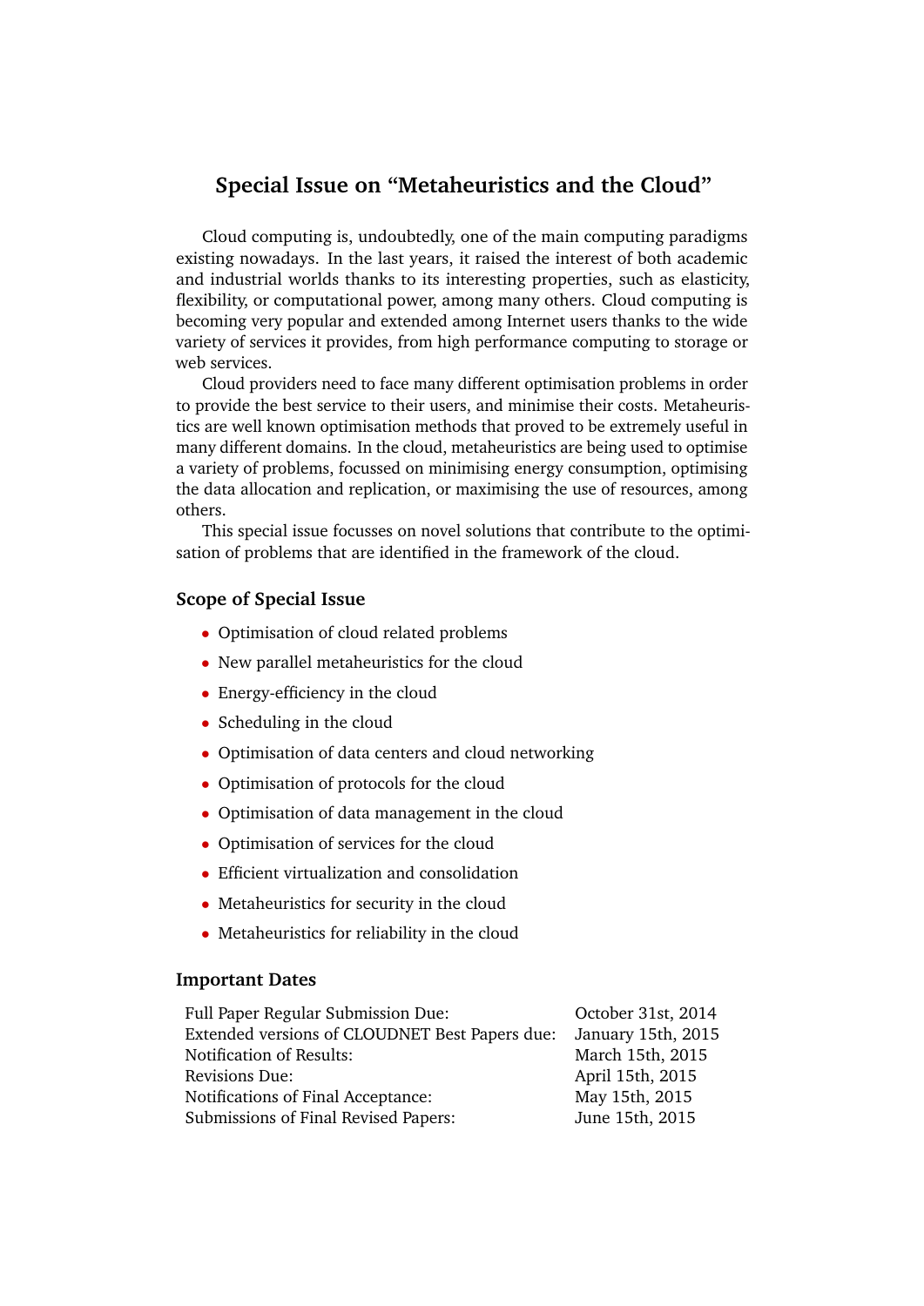# Special Issue on “Metaheuristics and the Cloud”

Cloud computing is, undoubtedly, one of the main computing paradigms existing nowadays. In the last years, it raised the interest of both academic and industrial worlds thanks to its interesting properties, such as elasticity, flexibility, or computational power, among many others. Cloud computing is becoming very popular and extended among Internet users thanks to the wide variety of services it provides, from high performance computing to storage or web services.

Cloud providers need to face many different optimisation problems in order to provide the best service to their users, and minimise their costs. Metaheuristics are well known optimisation methods that proved to be extremely useful in many different domains. In the cloud, metaheuristics are being used to optimise a variety of problems, focussed on minimising energy consumption, optimising the data allocation and replication, or maximising the use of resources, among others.

This special issue focusses on novel solutions that contribute to the optimisation of problems that are identified in the framework of the cloud.

## Scope of Special Issue

- Optimisation of cloud related problems
- New parallel metaheuristics for the cloud
- Energy-efficiency in the cloud
- Scheduling in the cloud
- Optimisation of data centers and cloud networking
- Optimisation of protocols for the cloud
- Optimisation of data management in the cloud
- Optimisation of services for the cloud
- Efficient virtualization and consolidation
- Metaheuristics for security in the cloud
- Metaheuristics for reliability in the cloud

## Important Dates

| | |
|---|---|
| Full Paper Regular Submission Due: | October 31st, 2014 |
| Extended versions of CLOUDNET Best Papers due: | January 15th, 2015 |
| Notification of Results: | March 15th, 2015 |
| Revisions Due: | April 15th, 2015 |
| Notifications of Final Acceptance: | May 15th, 2015 |
| Submissions of Final Revised Papers: | June 15th, 2015 |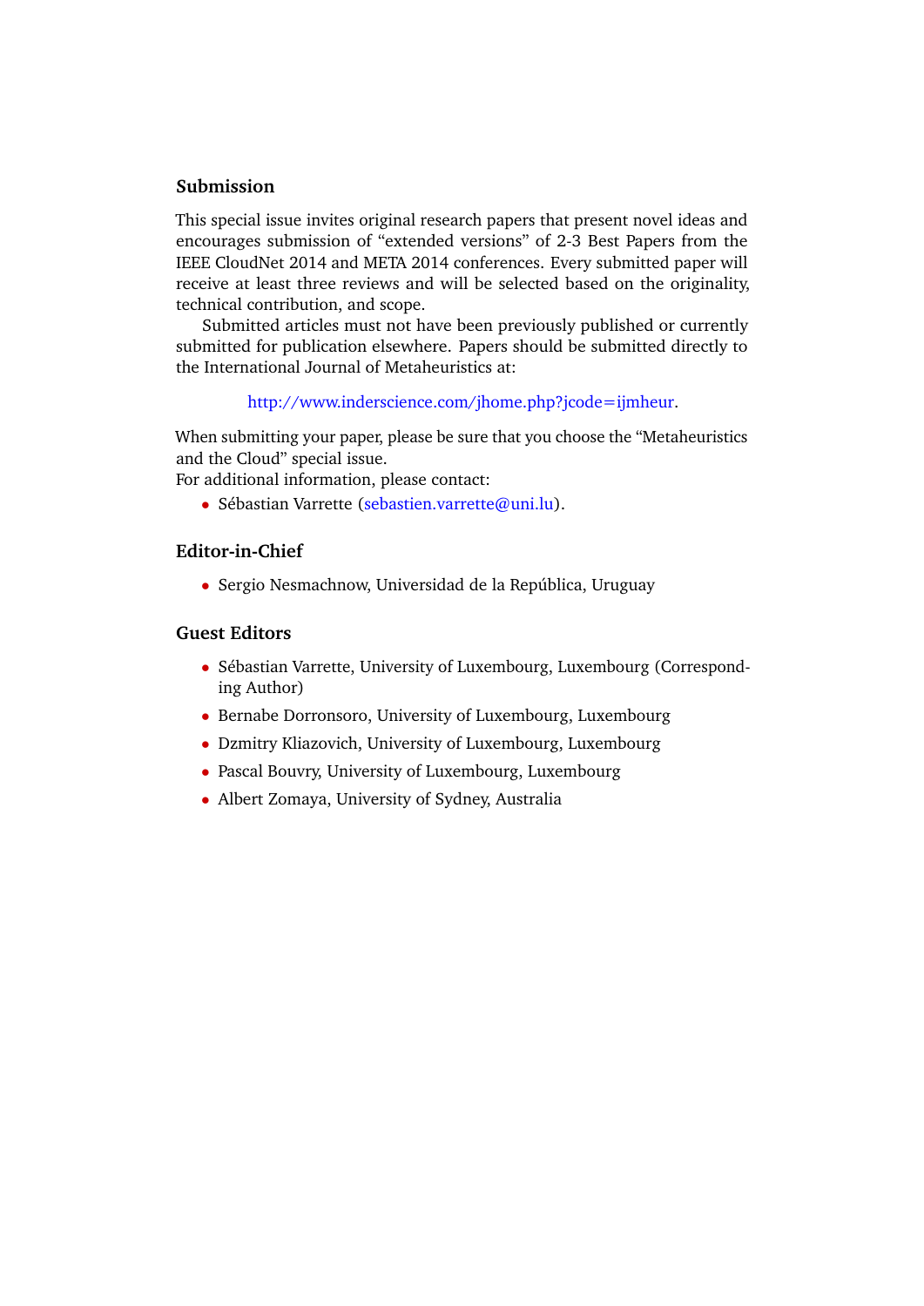## Submission

This special issue invites original research papers that present novel ideas and encourages submission of "extended versions" of 2-3 Best Papers from the IEEE CloudNet 2014 and META 2014 conferences. Every submitted paper will receive at least three reviews and will be selected based on the originality, technical contribution, and scope.

Submitted articles must not have been previously published or currently submitted for publication elsewhere. Papers should be submitted directly to the International Journal of Metaheuristics at:

http://www.inderscience.com/jhome.php?jcode=ijmheur.

When submitting your paper, please be sure that you choose the "Metaheuristics and the Cloud" special issue.
For additional information, please contact:

- Sébastian Varrette (sebastien.varrette@uni.lu).

## Editor-in-Chief

- Sergio Nesmachnow, Universidad de la República, Uruguay

## Guest Editors

- Sébastian Varrette, University of Luxembourg, Luxembourg (Corresponding Author)
- Bernabe Dorronsoro, University of Luxembourg, Luxembourg
- Dzmitry Kliazovich, University of Luxembourg, Luxembourg
- Pascal Bouvry, University of Luxembourg, Luxembourg
- Albert Zomaya, University of Sydney, Australia